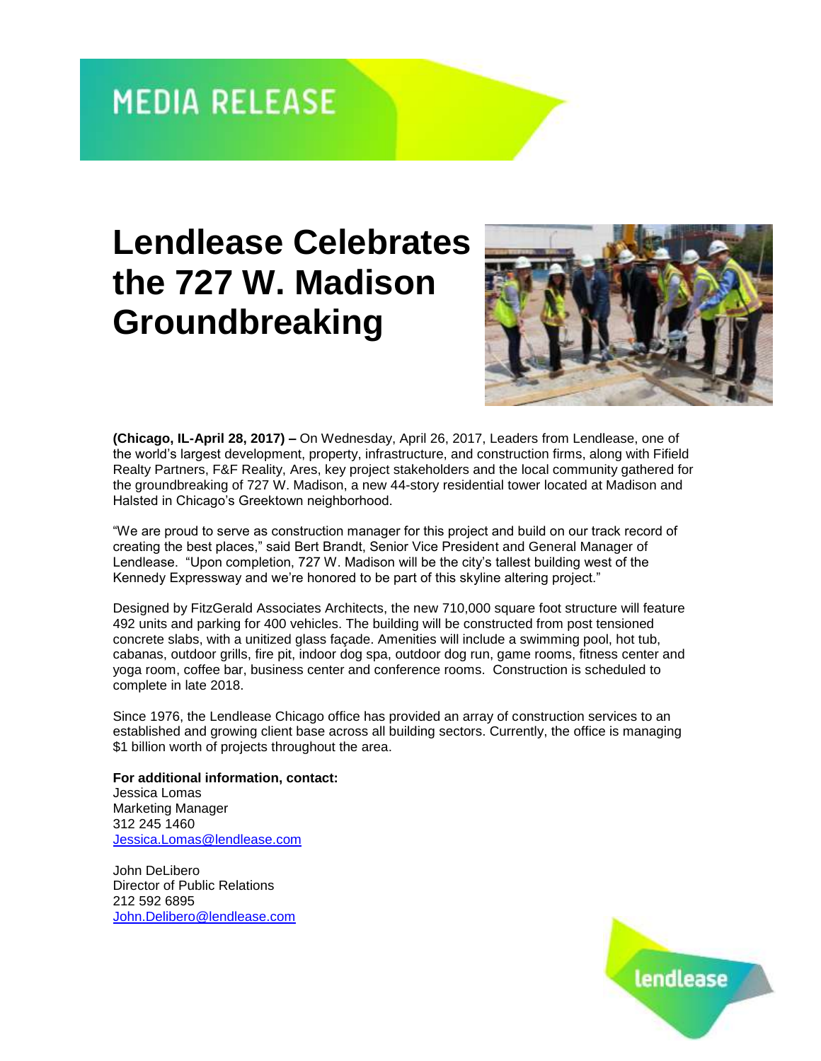MEDIA RELEASE

# Lendlease Celebrates the 727 W. Madison Groundbreaking

**(Chicago, IL-April 28, 2017) –** On Wednesday, April 26, 2017, Leaders from Lendlease, one of the world's largest development, property, infrastructure, and construction firms, along with Fifield Realty Partners, F&F Reality, Ares, key project stakeholders and the local community gathered for the groundbreaking of 727 W. Madison, a new 44-story residential tower located at Madison and Halsted in Chicago's Greektown neighborhood.

"We are proud to serve as construction manager for this project and build on our track record of creating the best places," said Bert Brandt, Senior Vice President and General Manager of Lendlease. "Upon completion, 727 W. Madison will be the city's tallest building west of the Kennedy Expressway and we're honored to be part of this skyline altering project."

Designed by FitzGerald Associates Architects, the new 710,000 square foot structure will feature 492 units and parking for 400 vehicles. The building will be constructed from post tensioned concrete slabs, with a unitized glass façade. Amenities will include a swimming pool, hot tub, cabanas, outdoor grills, fire pit, indoor dog spa, outdoor dog run, game rooms, fitness center and yoga room, coffee bar, business center and conference rooms. Construction is scheduled to complete in late 2018.

Since 1976, the Lendlease Chicago office has provided an array of construction services to an established and growing client base across all building sectors. Currently, the office is managing $1 billion worth of projects throughout the area.

**For additional information, contact:**
Jessica Lomas
Marketing Manager
312 245 1460
Jessica.Lomas@lendlease.com

John DeLibero
Director of Public Relations
212 592 6895
John.Delibero@lendlease.com

lendlease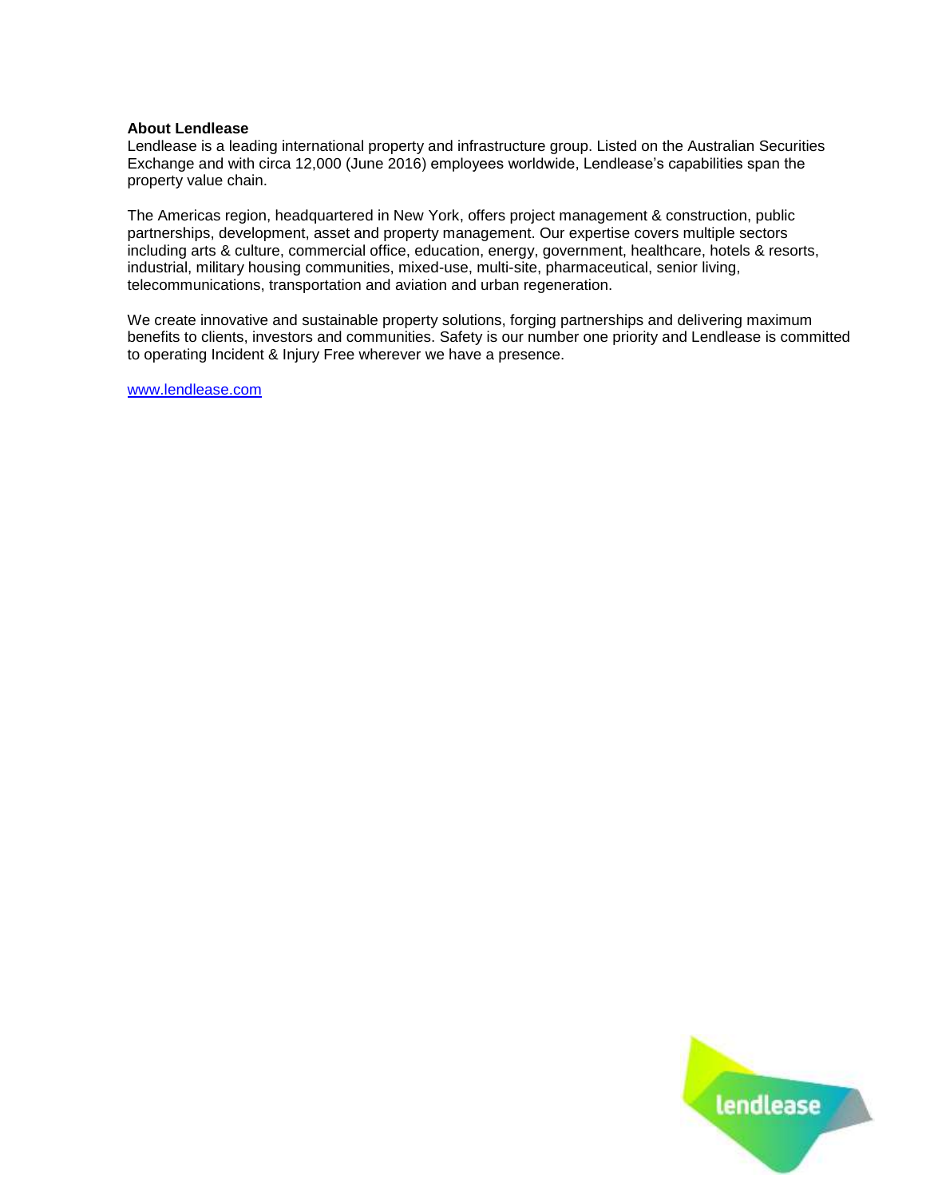**About Lendlease**

Lendlease is a leading international property and infrastructure group. Listed on the Australian Securities Exchange and with circa 12,000 (June 2016) employees worldwide, Lendlease's capabilities span the property value chain.

The Americas region, headquartered in New York, offers project management & construction, public partnerships, development, asset and property management. Our expertise covers multiple sectors including arts & culture, commercial office, education, energy, government, healthcare, hotels & resorts, industrial, military housing communities, mixed-use, multi-site, pharmaceutical, senior living, telecommunications, transportation and aviation and urban regeneration.

We create innovative and sustainable property solutions, forging partnerships and delivering maximum benefits to clients, investors and communities. Safety is our number one priority and Lendlease is committed to operating Incident & Injury Free wherever we have a presence.

www.lendlease.com

lendlease